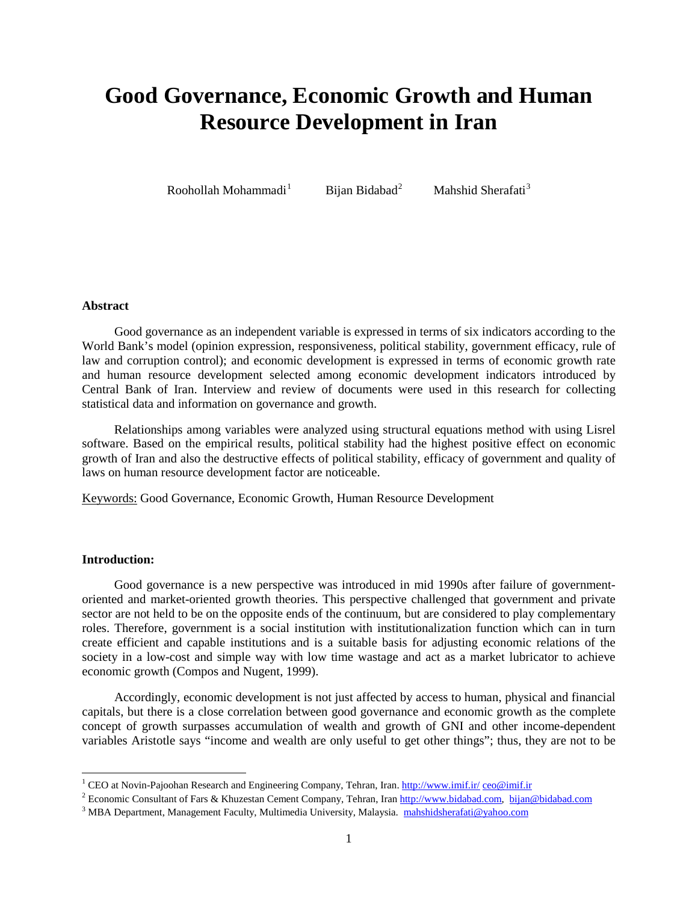# Good Governance, Economic Growth and Human Resource Development in Iran

Roohollah Mohammadi[1] Bijan Bidabad[2] Mahshid Sherafati[3]

**Abstract**

Good governance as an independent variable is expressed in terms of six indicators according to the World Bank's model (opinion expression, responsiveness, political stability, government efficacy, rule of law and corruption control); and economic development is expressed in terms of economic growth rate and human resource development selected among economic development indicators introduced by Central Bank of Iran. Interview and review of documents were used in this research for collecting statistical data and information on governance and growth.

Relationships among variables were analyzed using structural equations method with using Lisrel software. Based on the empirical results, political stability had the highest positive effect on economic growth of Iran and also the destructive effects of political stability, efficacy of government and quality of laws on human resource development factor are noticeable.

Keywords: Good Governance, Economic Growth, Human Resource Development

**Introduction:**

Good governance is a new perspective was introduced in mid 1990s after failure of government-oriented and market-oriented growth theories. This perspective challenged that government and private sector are not held to be on the opposite ends of the continuum, but are considered to play complementary roles. Therefore, government is a social institution with institutionalization function which can in turn create efficient and capable institutions and is a suitable basis for adjusting economic relations of the society in a low-cost and simple way with low time wastage and act as a market lubricator to achieve economic growth (Compos and Nugent, 1999).

Accordingly, economic development is not just affected by access to human, physical and financial capitals, but there is a close correlation between good governance and economic growth as the complete concept of growth surpasses accumulation of wealth and growth of GNI and other income-dependent variables Aristotle says "income and wealth are only useful to get other things"; thus, they are not to be

---

[1] CEO at Novin-Pajoohan Research and Engineering Company, Tehran, Iran. http://www.imif.ir/ ceo@imif.ir

[2] Economic Consultant of Fars & Khuzestan Cement Company, Tehran, Iran http://www.bidabad.com, bijan@bidabad.com

[3] MBA Department, Management Faculty, Multimedia University, Malaysia. mahshidsherafati@yahoo.com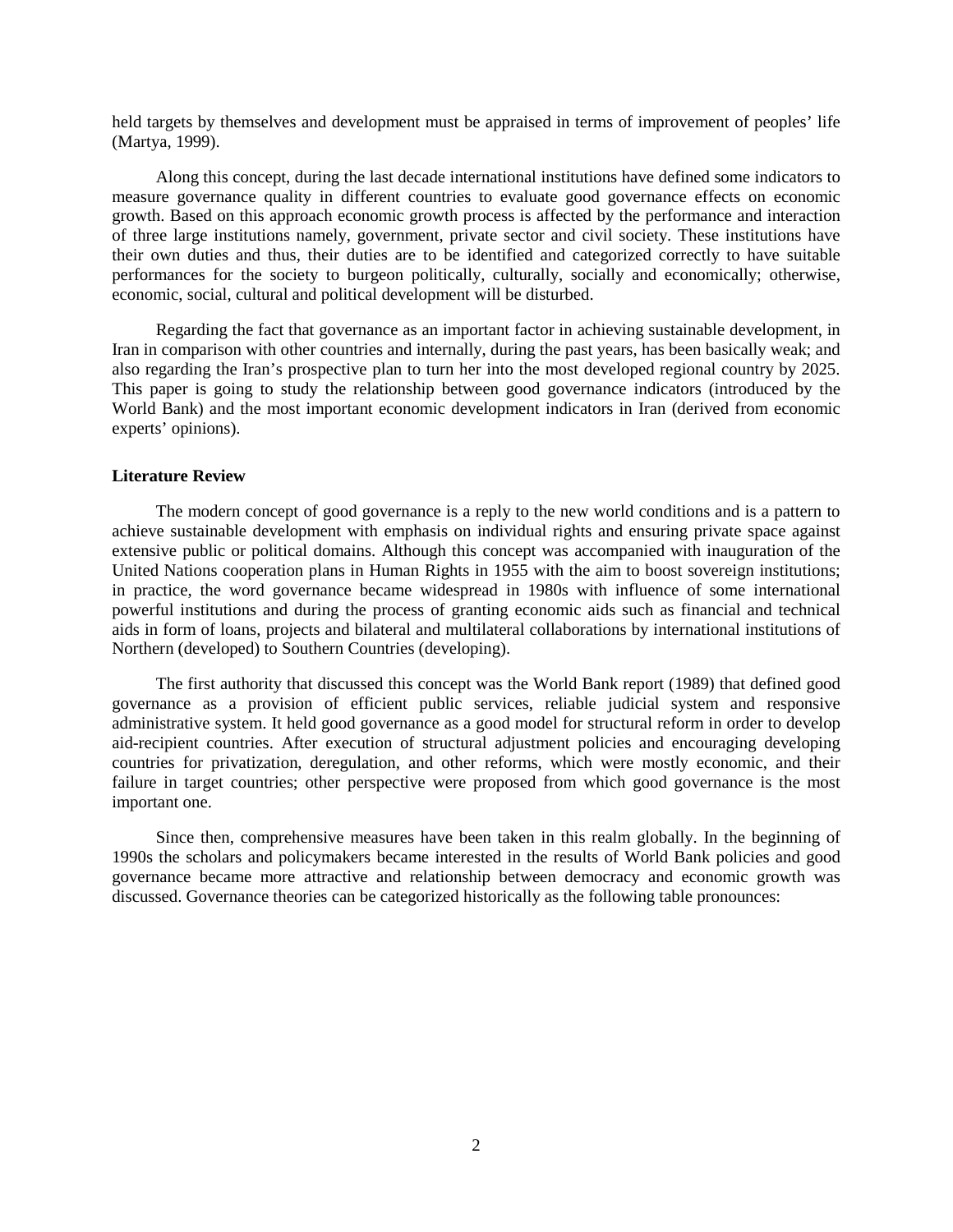held targets by themselves and development must be appraised in terms of improvement of peoples' life (Martya, 1999).

Along this concept, during the last decade international institutions have defined some indicators to measure governance quality in different countries to evaluate good governance effects on economic growth. Based on this approach economic growth process is affected by the performance and interaction of three large institutions namely, government, private sector and civil society. These institutions have their own duties and thus, their duties are to be identified and categorized correctly to have suitable performances for the society to burgeon politically, culturally, socially and economically; otherwise, economic, social, cultural and political development will be disturbed.

Regarding the fact that governance as an important factor in achieving sustainable development, in Iran in comparison with other countries and internally, during the past years, has been basically weak; and also regarding the Iran's prospective plan to turn her into the most developed regional country by 2025. This paper is going to study the relationship between good governance indicators (introduced by the World Bank) and the most important economic development indicators in Iran (derived from economic experts' opinions).

**Literature Review**

The modern concept of good governance is a reply to the new world conditions and is a pattern to achieve sustainable development with emphasis on individual rights and ensuring private space against extensive public or political domains. Although this concept was accompanied with inauguration of the United Nations cooperation plans in Human Rights in 1955 with the aim to boost sovereign institutions; in practice, the word governance became widespread in 1980s with influence of some international powerful institutions and during the process of granting economic aids such as financial and technical aids in form of loans, projects and bilateral and multilateral collaborations by international institutions of Northern (developed) to Southern Countries (developing).

The first authority that discussed this concept was the World Bank report (1989) that defined good governance as a provision of efficient public services, reliable judicial system and responsive administrative system. It held good governance as a good model for structural reform in order to develop aid-recipient countries. After execution of structural adjustment policies and encouraging developing countries for privatization, deregulation, and other reforms, which were mostly economic, and their failure in target countries; other perspective were proposed from which good governance is the most important one.

Since then, comprehensive measures have been taken in this realm globally. In the beginning of 1990s the scholars and policymakers became interested in the results of World Bank policies and good governance became more attractive and relationship between democracy and economic growth was discussed. Governance theories can be categorized historically as the following table pronounces: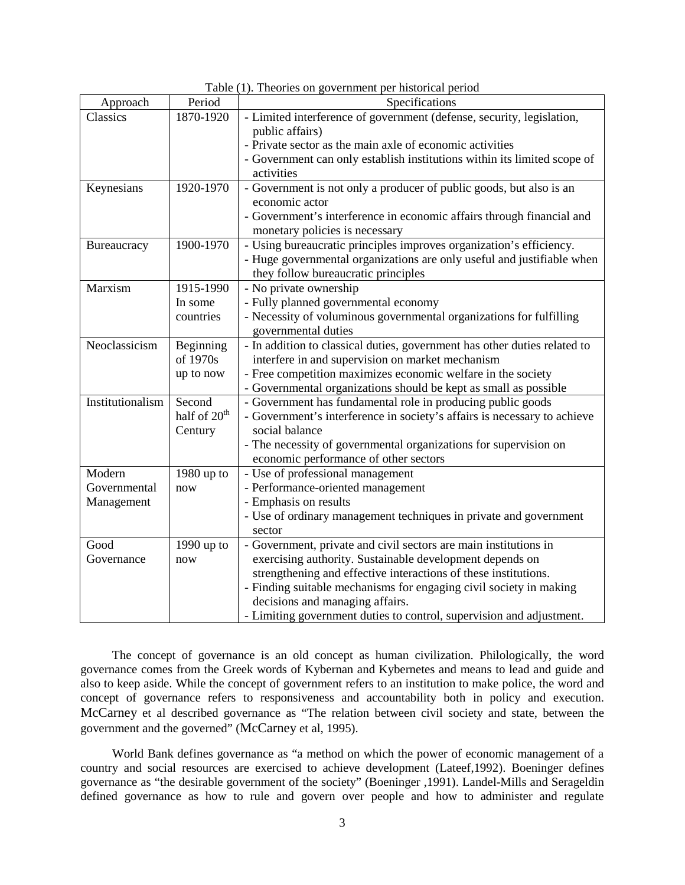Table (1). Theories on government per historical period

| Approach | Period | Specifications |
|---|---|---|
| Classics | 1870-1920 | - Limited interference of government (defense, security, legislation, public affairs)<br>- Private sector as the main axle of economic activities<br>- Government can only establish institutions within its limited scope of activities |
| Keynesians | 1920-1970 | - Government is not only a producer of public goods, but also is an economic actor<br>- Government's interference in economic affairs through financial and monetary policies is necessary |
| Bureaucracy | 1900-1970 | - Using bureaucratic principles improves organization's efficiency.<br>- Huge governmental organizations are only useful and justifiable when they follow bureaucratic principles |
| Marxism | 1915-1990 In some countries | - No private ownership<br>- Fully planned governmental economy<br>- Necessity of voluminous governmental organizations for fulfilling governmental duties |
| Neoclassicism | Beginning of 1970s up to now | - In addition to classical duties, government has other duties related to interfere in and supervision on market mechanism<br>- Free competition maximizes economic welfare in the society<br>- Governmental organizations should be kept as small as possible |
| Institutionalism | Second half of 20th Century | - Government has fundamental role in producing public goods<br>- Government's interference in society's affairs is necessary to achieve social balance<br>- The necessity of governmental organizations for supervision on economic performance of other sectors |
| Modern Governmental Management | 1980 up to now | - Use of professional management<br>- Performance-oriented management<br>- Emphasis on results<br>- Use of ordinary management techniques in private and government sector |
| Good Governance | 1990 up to now | - Government, private and civil sectors are main institutions in exercising authority. Sustainable development depends on strengthening and effective interactions of these institutions.<br>- Finding suitable mechanisms for engaging civil society in making decisions and managing affairs.<br>- Limiting government duties to control, supervision and adjustment. |

The concept of governance is an old concept as human civilization. Philologically, the word governance comes from the Greek words of Kybernan and Kybernetes and means to lead and guide and also to keep aside. While the concept of government refers to an institution to make police, the word and concept of governance refers to responsiveness and accountability both in policy and execution. McCarney et al described governance as "The relation between civil society and state, between the government and the governed" (McCarney et al, 1995).

World Bank defines governance as "a method on which the power of economic management of a country and social resources are exercised to achieve development (Lateef,1992). Boeninger defines governance as "the desirable government of the society" (Boeninger ,1991). Landel-Mills and Serageldin defined governance as how to rule and govern over people and how to administer and regulate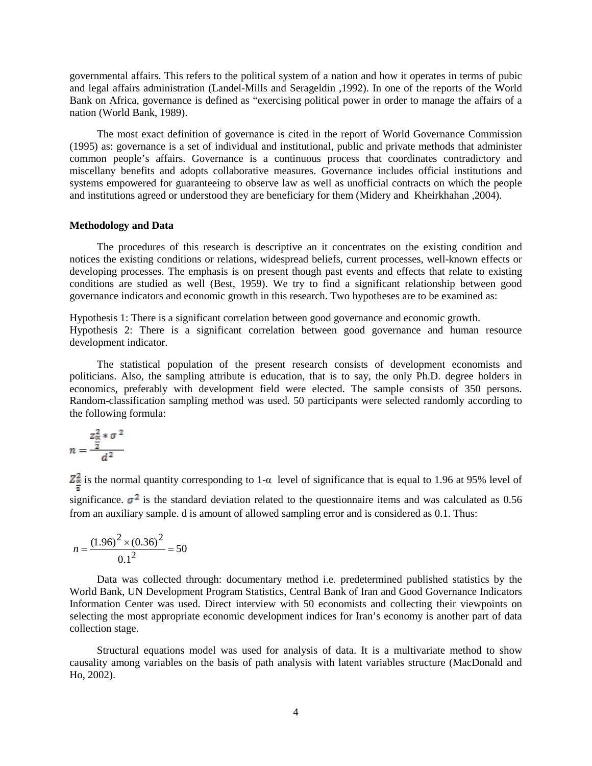governmental affairs. This refers to the political system of a nation and how it operates in terms of pubic and legal affairs administration (Landel-Mills and Serageldin ,1992). In one of the reports of the World Bank on Africa, governance is defined as "exercising political power in order to manage the affairs of a nation (World Bank, 1989).

The most exact definition of governance is cited in the report of World Governance Commission (1995) as: governance is a set of individual and institutional, public and private methods that administer common people's affairs. Governance is a continuous process that coordinates contradictory and miscellany benefits and adopts collaborative measures. Governance includes official institutions and systems empowered for guaranteeing to observe law as well as unofficial contracts on which the people and institutions agreed or understood they are beneficiary for them (Midery and Kheirkhahan ,2004).

**Methodology and Data**

The procedures of this research is descriptive an it concentrates on the existing condition and notices the existing conditions or relations, widespread beliefs, current processes, well-known effects or developing processes. The emphasis is on present though past events and effects that relate to existing conditions are studied as well (Best, 1959). We try to find a significant relationship between good governance indicators and economic growth in this research. Two hypotheses are to be examined as:

Hypothesis 1: There is a significant correlation between good governance and economic growth.
Hypothesis 2: There is a significant correlation between good governance and human resource development indicator.

The statistical population of the present research consists of development economists and politicians. Also, the sampling attribute is education, that is to say, the only Ph.D. degree holders in economics, preferably with development field were elected. The sample consists of 350 persons. Random-classification sampling method was used. 50 participants were selected randomly according to the following formula:

$$n = \frac{z_{\frac{\alpha}{2}}^{2} * \sigma^{2}}{d^{2}}$$

$Z_{\frac{\alpha}{2}}^{2}$ is the normal quantity corresponding to 1-α level of significance that is equal to 1.96 at 95% level of significance. $\sigma^{2}$ is the standard deviation related to the questionnaire items and was calculated as 0.56 from an auxiliary sample. d is amount of allowed sampling error and is considered as 0.1. Thus:

$$n = \frac{(1.96)^{2} \times (0.36)^{2}}{0.1^{2}} = 50$$

Data was collected through: documentary method i.e. predetermined published statistics by the World Bank, UN Development Program Statistics, Central Bank of Iran and Good Governance Indicators Information Center was used. Direct interview with 50 economists and collecting their viewpoints on selecting the most appropriate economic development indices for Iran's economy is another part of data collection stage.

Structural equations model was used for analysis of data. It is a multivariate method to show causality among variables on the basis of path analysis with latent variables structure (MacDonald and Ho, 2002).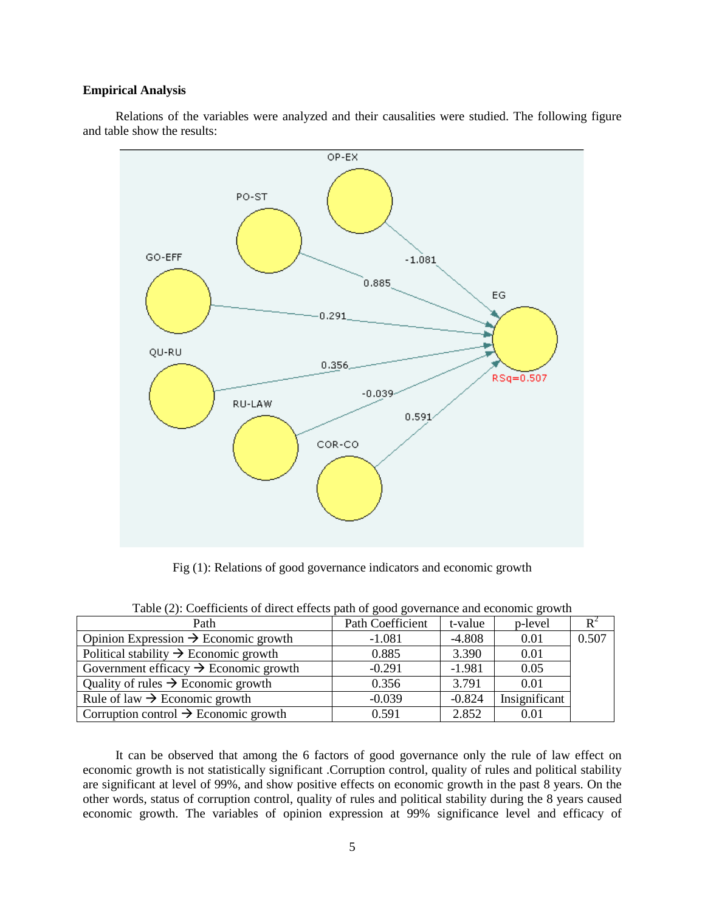**Empirical Analysis**

Relations of the variables were analyzed and their causalities were studied. The following figure and table show the results:

Fig (1): Relations of good governance indicators and economic growth

Table (2): Coefficients of direct effects path of good governance and economic growth

| Path | Path Coefficient | t-value | p-level | $R^2$ |
|---|---|---|---|---|
| Opinion Expression → Economic growth | -1.081 | -4.808 | 0.01 | 0.507 |
| Political stability → Economic growth | 0.885 | 3.390 | 0.01 | |
| Government efficacy → Economic growth | -0.291 | -1.981 | 0.05 | |
| Quality of rules → Economic growth | 0.356 | 3.791 | 0.01 | |
| Rule of law → Economic growth | -0.039 | -0.824 | Insignificant | |
| Corruption control → Economic growth | 0.591 | 2.852 | 0.01 | |

It can be observed that among the 6 factors of good governance only the rule of law effect on economic growth is not statistically significant .Corruption control, quality of rules and political stability are significant at level of 99%, and show positive effects on economic growth in the past 8 years. On the other words, status of corruption control, quality of rules and political stability during the 8 years caused economic growth. The variables of opinion expression at 99% significance level and efficacy of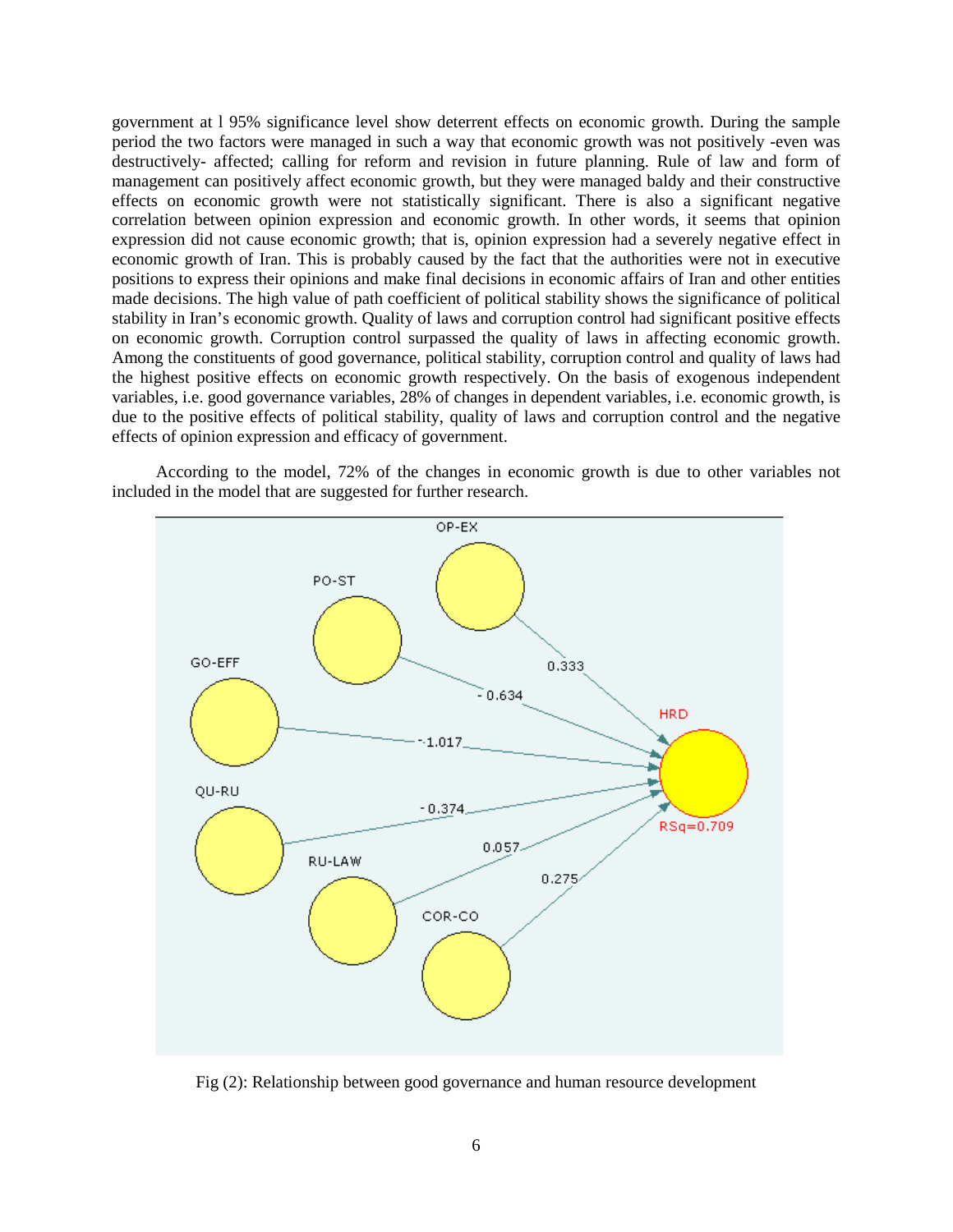government at l 95% significance level show deterrent effects on economic growth. During the sample period the two factors were managed in such a way that economic growth was not positively -even was destructively- affected; calling for reform and revision in future planning. Rule of law and form of management can positively affect economic growth, but they were managed baldy and their constructive effects on economic growth were not statistically significant. There is also a significant negative correlation between opinion expression and economic growth. In other words, it seems that opinion expression did not cause economic growth; that is, opinion expression had a severely negative effect in economic growth of Iran. This is probably caused by the fact that the authorities were not in executive positions to express their opinions and make final decisions in economic affairs of Iran and other entities made decisions. The high value of path coefficient of political stability shows the significance of political stability in Iran's economic growth. Quality of laws and corruption control had significant positive effects on economic growth. Corruption control surpassed the quality of laws in affecting economic growth. Among the constituents of good governance, political stability, corruption control and quality of laws had the highest positive effects on economic growth respectively. On the basis of exogenous independent variables, i.e. good governance variables, 28% of changes in dependent variables, i.e. economic growth, is due to the positive effects of political stability, quality of laws and corruption control and the negative effects of opinion expression and efficacy of government.

According to the model, 72% of the changes in economic growth is due to other variables not included in the model that are suggested for further research.

Fig (2): Relationship between good governance and human resource development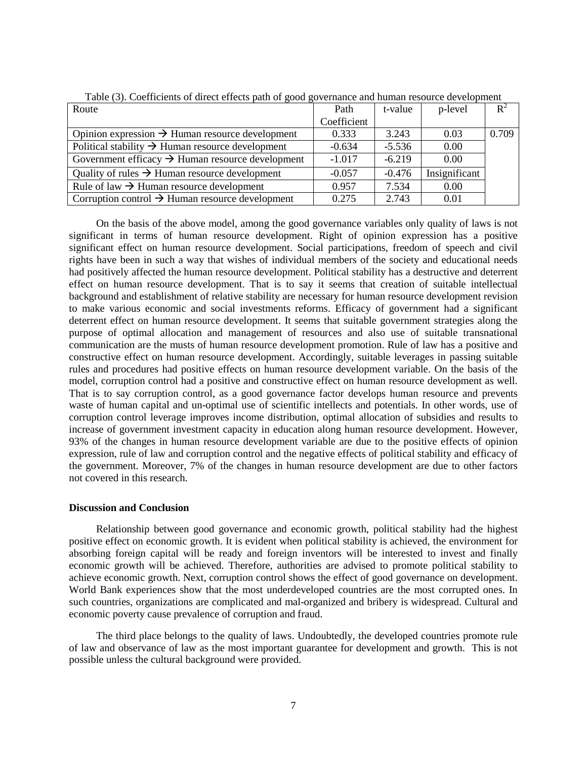Table (3). Coefficients of direct effects path of good governance and human resource development

| Route | Path Coefficient | t-value | p-level | $R^2$ |
|---|---|---|---|---|
| Opinion expression → Human resource development | 0.333 | 3.243 | 0.03 | 0.709 |
| Political stability → Human resource development | -0.634 | -5.536 | 0.00 | |
| Government efficacy → Human resource development | -1.017 | -6.219 | 0.00 | |
| Quality of rules → Human resource development | -0.057 | -0.476 | Insignificant | |
| Rule of law → Human resource development | 0.957 | 7.534 | 0.00 | |
| Corruption control → Human resource development | 0.275 | 2.743 | 0.01 | |

On the basis of the above model, among the good governance variables only quality of laws is not significant in terms of human resource development. Right of opinion expression has a positive significant effect on human resource development. Social participations, freedom of speech and civil rights have been in such a way that wishes of individual members of the society and educational needs had positively affected the human resource development. Political stability has a destructive and deterrent effect on human resource development. That is to say it seems that creation of suitable intellectual background and establishment of relative stability are necessary for human resource development revision to make various economic and social investments reforms. Efficacy of government had a significant deterrent effect on human resource development. It seems that suitable government strategies along the purpose of optimal allocation and management of resources and also use of suitable transnational communication are the musts of human resource development promotion. Rule of law has a positive and constructive effect on human resource development. Accordingly, suitable leverages in passing suitable rules and procedures had positive effects on human resource development variable. On the basis of the model, corruption control had a positive and constructive effect on human resource development as well. That is to say corruption control, as a good governance factor develops human resource and prevents waste of human capital and un-optimal use of scientific intellects and potentials. In other words, use of corruption control leverage improves income distribution, optimal allocation of subsidies and results to increase of government investment capacity in education along human resource development. However, 93% of the changes in human resource development variable are due to the positive effects of opinion expression, rule of law and corruption control and the negative effects of political stability and efficacy of the government. Moreover, 7% of the changes in human resource development are due to other factors not covered in this research.

**Discussion and Conclusion**

Relationship between good governance and economic growth, political stability had the highest positive effect on economic growth. It is evident when political stability is achieved, the environment for absorbing foreign capital will be ready and foreign inventors will be interested to invest and finally economic growth will be achieved. Therefore, authorities are advised to promote political stability to achieve economic growth. Next, corruption control shows the effect of good governance on development. World Bank experiences show that the most underdeveloped countries are the most corrupted ones. In such countries, organizations are complicated and mal-organized and bribery is widespread. Cultural and economic poverty cause prevalence of corruption and fraud.

The third place belongs to the quality of laws. Undoubtedly, the developed countries promote rule of law and observance of law as the most important guarantee for development and growth. This is not possible unless the cultural background were provided.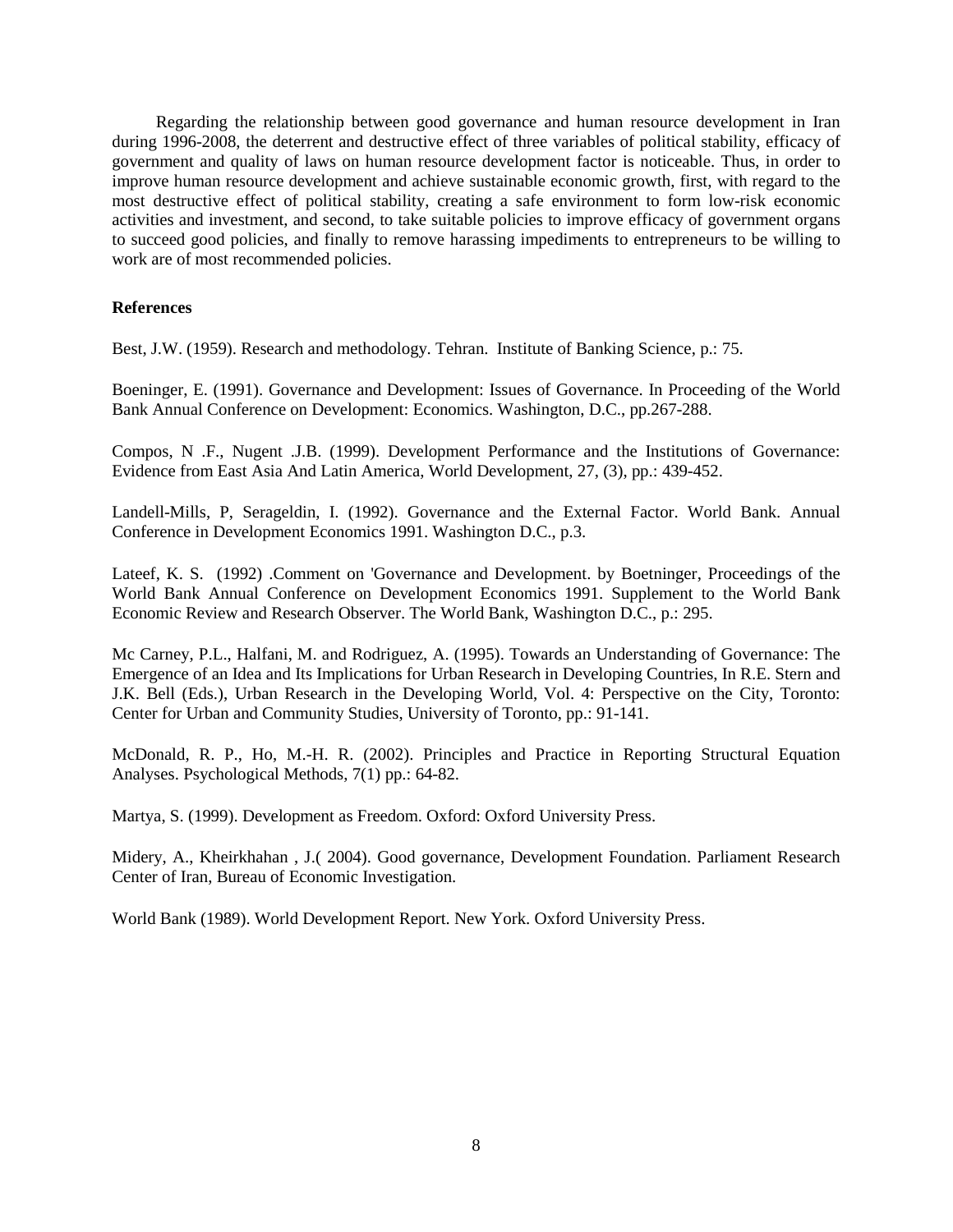Regarding the relationship between good governance and human resource development in Iran during 1996-2008, the deterrent and destructive effect of three variables of political stability, efficacy of government and quality of laws on human resource development factor is noticeable. Thus, in order to improve human resource development and achieve sustainable economic growth, first, with regard to the most destructive effect of political stability, creating a safe environment to form low-risk economic activities and investment, and second, to take suitable policies to improve efficacy of government organs to succeed good policies, and finally to remove harassing impediments to entrepreneurs to be willing to work are of most recommended policies.

## References

Best, J.W. (1959). Research and methodology. Tehran. Institute of Banking Science, p.: 75.

Boeninger, E. (1991). Governance and Development: Issues of Governance. In Proceeding of the World Bank Annual Conference on Development: Economics. Washington, D.C., pp.267-288.

Compos, N .F., Nugent .J.B. (1999). Development Performance and the Institutions of Governance: Evidence from East Asia And Latin America, World Development, 27, (3), pp.: 439-452.

Landell-Mills, P, Serageldin, I. (1992). Governance and the External Factor. World Bank. Annual Conference in Development Economics 1991. Washington D.C., p.3.

Lateef, K. S. (1992) .Comment on 'Governance and Development. by Boetninger, Proceedings of the World Bank Annual Conference on Development Economics 1991. Supplement to the World Bank Economic Review and Research Observer. The World Bank, Washington D.C., p.: 295.

Mc Carney, P.L., Halfani, M. and Rodriguez, A. (1995). Towards an Understanding of Governance: The Emergence of an Idea and Its Implications for Urban Research in Developing Countries, In R.E. Stern and J.K. Bell (Eds.), Urban Research in the Developing World, Vol. 4: Perspective on the City, Toronto: Center for Urban and Community Studies, University of Toronto, pp.: 91-141.

McDonald, R. P., Ho, M.-H. R. (2002). Principles and Practice in Reporting Structural Equation Analyses. Psychological Methods, 7(1) pp.: 64-82.

Martya, S. (1999). Development as Freedom. Oxford: Oxford University Press.

Midery, A., Kheirkhahan , J.( 2004). Good governance, Development Foundation. Parliament Research Center of Iran, Bureau of Economic Investigation.

World Bank (1989). World Development Report. New York. Oxford University Press.